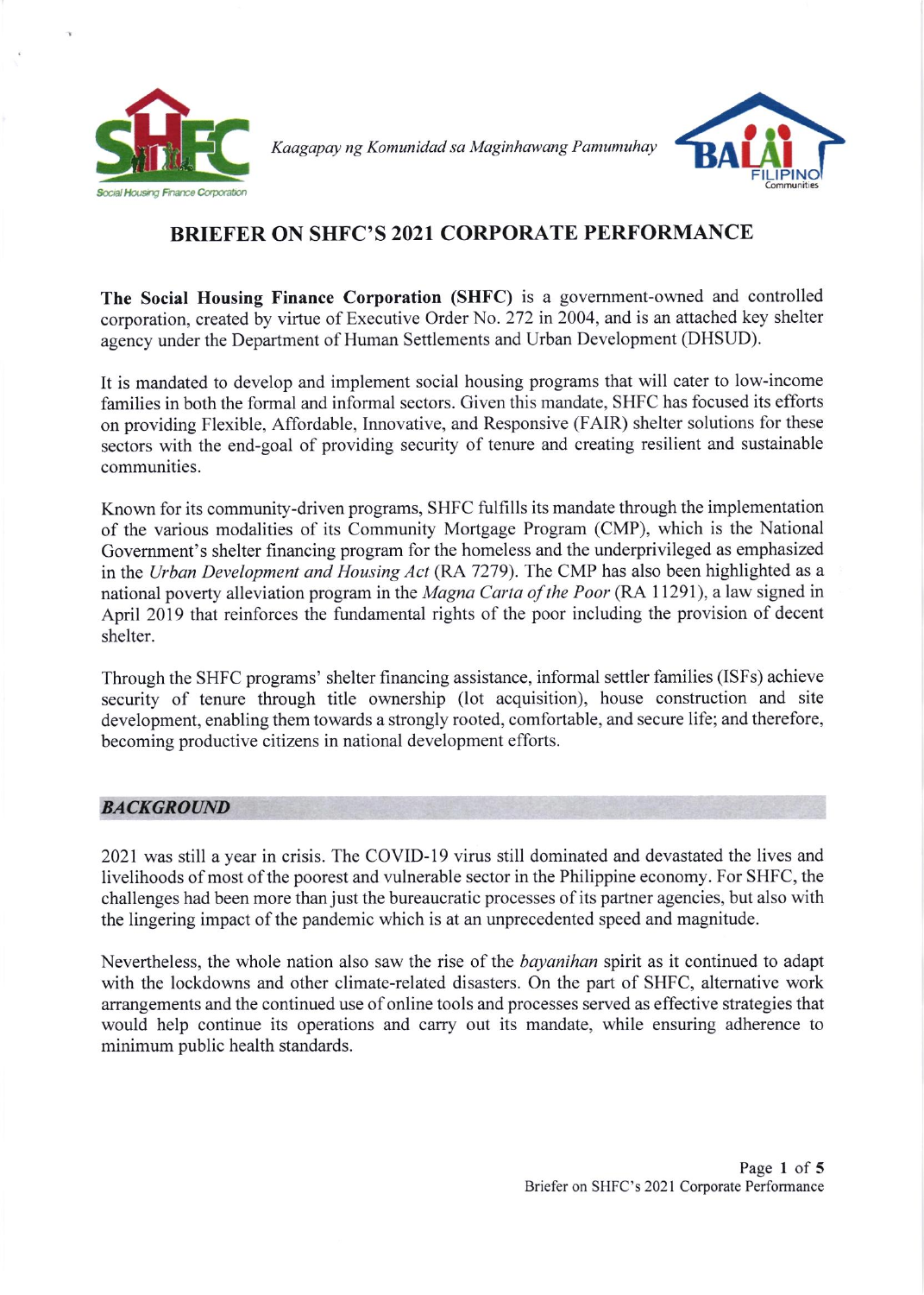*Kaagapay ng Komunidad sa Maginhawang Pamumuhay*

# BRIEFER ON SHFC'S 2021 CORPORATE PERFORMANCE

**The Social Housing Finance Corporation (SHFC)** is a government-owned and controlled corporation, created by virtue of Executive Order No. 272 in 2004, and is an attached key shelter agency under the Department of Human Settlements and Urban Development (DHSUD).

It is mandated to develop and implement social housing programs that will cater to low-income families in both the formal and informal sectors. Given this mandate, SHFC has focused its efforts on providing Flexible, Affordable, Innovative, and Responsive (FAIR) shelter solutions for these sectors with the end-goal of providing security of tenure and creating resilient and sustainable communities.

Known for its community-driven programs, SHFC fulfills its mandate through the implementation of the various modalities of its Community Mortgage Program (CMP), which is the National Government's shelter financing program for the homeless and the underprivileged as emphasized in the *Urban Development and Housing Act* (RA 7279). The CMP has also been highlighted as a national poverty alleviation program in the *Magna Carta of the Poor* (RA 11291), a law signed in April 2019 that reinforces the fundamental rights of the poor including the provision of decent shelter.

Through the SHFC programs' shelter financing assistance, informal settler families (ISFs) achieve security of tenure through title ownership (lot acquisition), house construction and site development, enabling them towards a strongly rooted, comfortable, and secure life; and therefore, becoming productive citizens in national development efforts.

## *BACKGROUND*

2021 was still a year in crisis. The COVID-19 virus still dominated and devastated the lives and livelihoods of most of the poorest and vulnerable sector in the Philippine economy. For SHFC, the challenges had been more than just the bureaucratic processes of its partner agencies, but also with the lingering impact of the pandemic which is at an unprecedented speed and magnitude.

Nevertheless, the whole nation also saw the rise of the *bayanihan* spirit as it continued to adapt with the lockdowns and other climate-related disasters. On the part of SHFC, alternative work arrangements and the continued use of online tools and processes served as effective strategies that would help continue its operations and carry out its mandate, while ensuring adherence to minimum public health standards.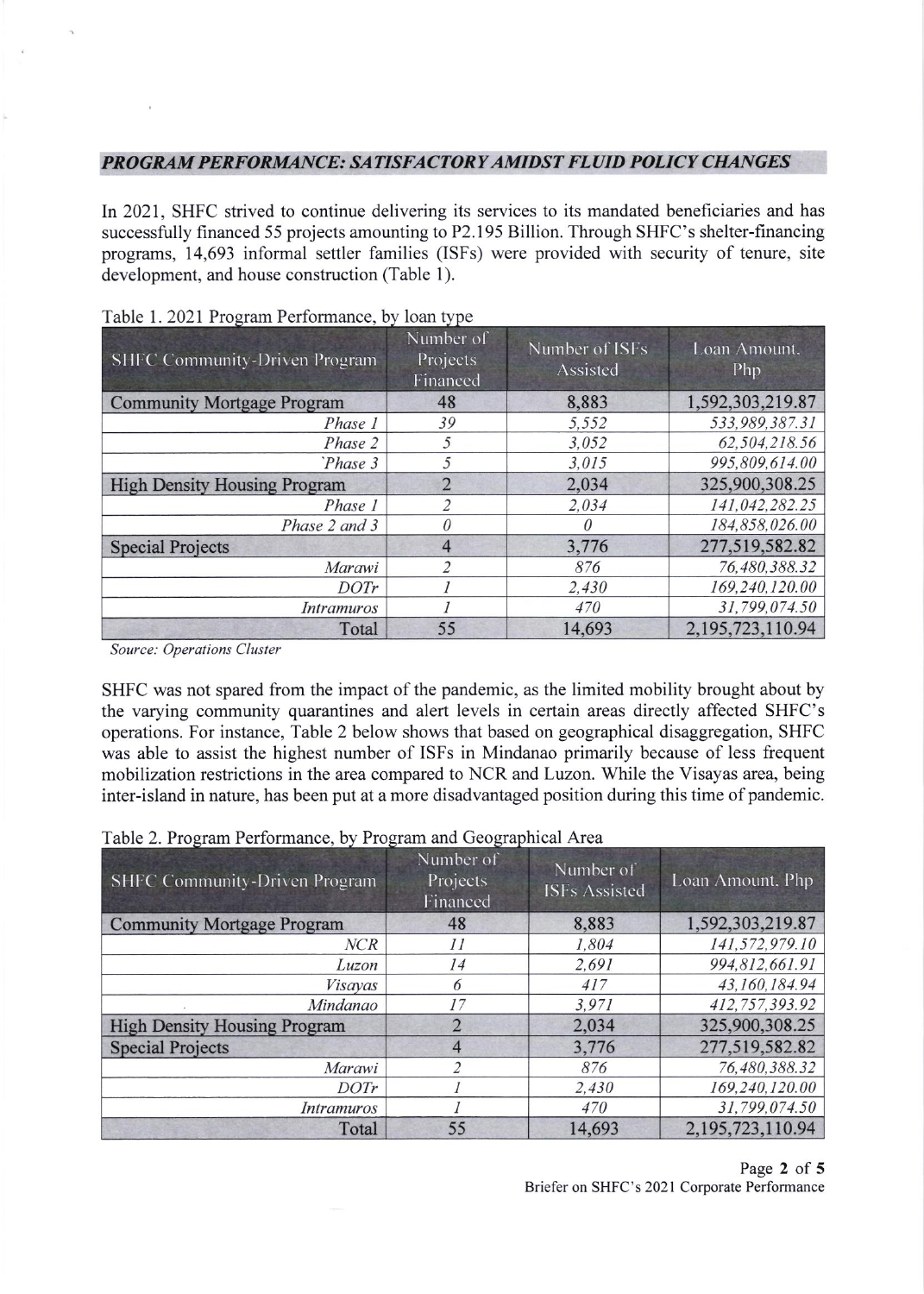## *PROGRAM PERFORMANCE: SATISFACTORY AMIDST FLUID POLICY CHANGES*

In 2021, SHFC strived to continue delivering its services to its mandated beneficiaries and has successfully financed 55 projects amounting to P2.195 Billion. Through SHFC's shelter-financing programs, 14,693 informal settler families (ISFs) were provided with security of tenure, site development, and house construction (Table 1).

Table 1. 2021 Program Performance, by loan type

| SHFC Community-Driven Program | Number of Projects Financed | Number of ISFs Assisted | Loan Amount, Php |
|---|---|---|---|
| Community Mortgage Program | 48 | 8,883 | 1,592,303,219.87 |
| *Phase 1* | *39* | *5,552* | *533,989,387.31* |
| *Phase 2* | *5* | *3,052* | *62,504,218.56* |
| *'Phase 3* | *5* | *3,015* | *995,809,614.00* |
| High Density Housing Program | 2 | 2,034 | 325,900,308.25 |
| *Phase 1* | *2* | *2,034* | *141,042,282.25* |
| *Phase 2 and 3* | *0* | *0* | *184,858,026.00* |
| Special Projects | 4 | 3,776 | 277,519,582.82 |
| *Marawi* | *2* | *876* | *76,480,388.32* |
| *DOTr* | *1* | *2,430* | *169,240,120.00* |
| *Intramuros* | *1* | *470* | *31,799,074.50* |
| Total | 55 | 14,693 | 2,195,723,110.94 |

*Source: Operations Cluster*

SHFC was not spared from the impact of the pandemic, as the limited mobility brought about by the varying community quarantines and alert levels in certain areas directly affected SHFC's operations. For instance, Table 2 below shows that based on geographical disaggregation, SHFC was able to assist the highest number of ISFs in Mindanao primarily because of less frequent mobilization restrictions in the area compared to NCR and Luzon. While the Visayas area, being inter-island in nature, has been put at a more disadvantaged position during this time of pandemic.

Table 2. Program Performance, by Program and Geographical Area

| SHFC Community-Driven Program | Number of Projects Financed | Number of ISFs Assisted | Loan Amount, Php |
|---|---|---|---|
| Community Mortgage Program | 48 | 8,883 | 1,592,303,219.87 |
| *NCR* | *11* | *1,804* | *141,572,979.10* |
| *Luzon* | *14* | *2,691* | *994,812,661.91* |
| *Visayas* | *6* | *417* | *43,160,184.94* |
| *Mindanao* | *17* | *3,971* | *412,757,393.92* |
| High Density Housing Program | 2 | 2,034 | 325,900,308.25 |
| Special Projects | 4 | 3,776 | 277,519,582.82 |
| *Marawi* | *2* | *876* | *76,480,388.32* |
| *DOTr* | *1* | *2,430* | *169,240,120.00* |
| *Intramuros* | *1* | *470* | *31,799,074.50* |
| Total | 55 | 14,693 | 2,195,723,110.94 |